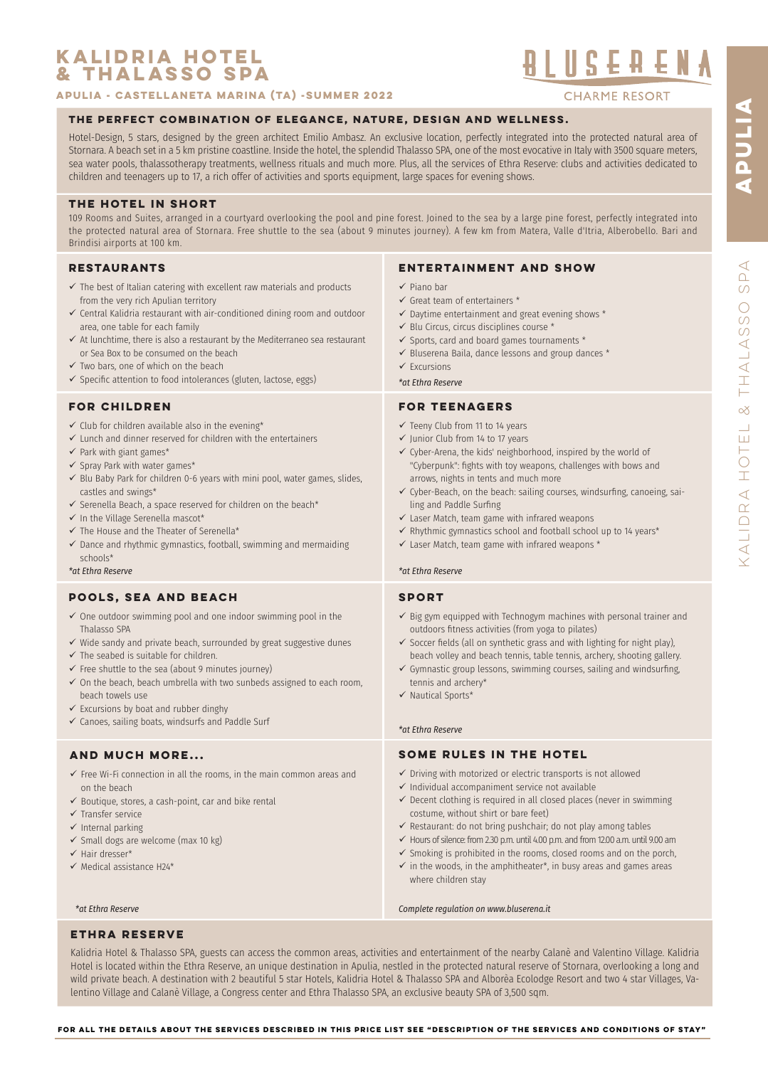# KALIDRIA HOTEL & THALASSO SPA

**APULIA - CASTELLANETA MARINA (TA) -SUMMER 2022**

BLUSERENA
CHARME RESORT

## THE PERFECT COMBINATION OF ELEGANCE, NATURE, DESIGN AND WELLNESS.

Hotel-Design, 5 stars, designed by the green architect Emilio Ambasz. An exclusive location, perfectly integrated into the protected natural area of Stornara. A beach set in a 5 km pristine coastline. Inside the hotel, the splendid Thalasso SPA, one of the most evocative in Italy with 3500 square meters, sea water pools, thalassotherapy treatments, wellness rituals and much more. Plus, all the services of Ethra Reserve: clubs and activities dedicated to children and teenagers up to 17, a rich offer of activities and sports equipment, large spaces for evening shows.

## THE HOTEL IN SHORT

109 Rooms and Suites, arranged in a courtyard overlooking the pool and pine forest. Joined to the sea by a large pine forest, perfectly integrated into the protected natural area of Stornara. Free shuttle to the sea (about 9 minutes journey). A few km from Matera, Valle d'Itria, Alberobello. Bari and Brindisi airports at 100 km.

## RESTAURANTS

- ✓ The best of Italian catering with excellent raw materials and products from the very rich Apulian territory
- ✓ Central Kalidria restaurant with air-conditioned dining room and outdoor area, one table for each family
- ✓ At lunchtime, there is also a restaurant by the Mediterraneo sea restaurant or Sea Box to be consumed on the beach
- ✓ Two bars, one of which on the beach
- ✓ Specific attention to food intolerances (gluten, lactose, eggs)

## ENTERTAINMENT AND SHOW

- ✓ Piano bar
- ✓ Great team of entertainers *
- ✓ Daytime entertainment and great evening shows *
- ✓ Blu Circus, circus disciplines course *
- ✓ Sports, card and board games tournaments *
- ✓ Bluserena Baila, dance lessons and group dances *
- ✓ Excursions

*\*at Ethra Reserve*

## FOR CHILDREN

- ✓ Club for children available also in the evening*
- ✓ Lunch and dinner reserved for children with the entertainers
- ✓ Park with giant games*
- ✓ Spray Park with water games*
- ✓ Blu Baby Park for children 0-6 years with mini pool, water games, slides, castles and swings*
- ✓ Serenella Beach, a space reserved for children on the beach*
- ✓ In the Village Serenella mascot*
- ✓ The House and the Theater of Serenella*
- ✓ Dance and rhythmic gymnastics, football, swimming and mermaiding schools*

*\*at Ethra Reserve*

## FOR TEENAGERS

- ✓ Teeny Club from 11 to 14 years
- ✓ Junior Club from 14 to 17 years
- ✓ Cyber-Arena, the kids' neighborhood, inspired by the world of "Cyberpunk": fights with toy weapons, challenges with bows and arrows, nights in tents and much more
- ✓ Cyber-Beach, on the beach: sailing courses, windsurfing, canoeing, sailing and Paddle Surfing
- ✓ Laser Match, team game with infrared weapons
- ✓ Rhythmic gymnastics school and football school up to 14 years*
- ✓ Laser Match, team game with infrared weapons *

*\*at Ethra Reserve*

## POOLS, SEA AND BEACH

- ✓ One outdoor swimming pool and one indoor swimming pool in the Thalasso SPA
- ✓ Wide sandy and private beach, surrounded by great suggestive dunes
- ✓ The seabed is suitable for children.
- ✓ Free shuttle to the sea (about 9 minutes journey)
- ✓ On the beach, beach umbrella with two sunbeds assigned to each room, beach towels use
- ✓ Excursions by boat and rubber dinghy
- ✓ Canoes, sailing boats, windsurfs and Paddle Surf

## SPORT

- ✓ Big gym equipped with Technogym machines with personal trainer and outdoors fitness activities (from yoga to pilates)
- ✓ Soccer fields (all on synthetic grass and with lighting for night play), beach volley and beach tennis, table tennis, archery, shooting gallery.
- ✓ Gymnastic group lessons, swimming courses, sailing and windsurfing, tennis and archery*
- ✓ Nautical Sports*

*\*at Ethra Reserve*

## AND MUCH MORE...

- ✓ Free Wi-Fi connection in all the rooms, in the main common areas and on the beach
- ✓ Boutique, stores, a cash-point, car and bike rental
- ✓ Transfer service
- ✓ Internal parking
- ✓ Small dogs are welcome (max 10 kg)
- ✓ Hair dresser*
- ✓ Medical assistance H24*

*\*at Ethra Reserve*

## SOME RULES IN THE HOTEL

- ✓ Driving with motorized or electric transports is not allowed
- ✓ Individual accompaniment service not available
- ✓ Decent clothing is required in all closed places (never in swimming costume, without shirt or bare feet)
- ✓ Restaurant: do not bring pushchair; do not play among tables
- ✓ Hours of silence: from 2.30 p.m. until 4.00 p.m. and from 12.00 a.m. until 9.00 am
- ✓ Smoking is prohibited in the rooms, closed rooms and on the porch,
- ✓ in the woods, in the amphitheater*, in busy areas and games areas where children stay

*Complete regulation on www.bluserena.it*

## ETHRA RESERVE

Kalidria Hotel & Thalasso SPA, guests can access the common areas, activities and entertainment of the nearby Calanè and Valentino Village. Kalidria Hotel is located within the Ethra Reserve, an unique destination in Apulia, nestled in the protected natural reserve of Stornara, overlooking a long and wild private beach. A destination with 2 beautiful 5 star Hotels, Kalidria Hotel & Thalasso SPA and Alborèa Ecolodge Resort and two 4 star Villages, Valentino Village and Calanè Village, a Congress center and Ethra Thalasso SPA, an exclusive beauty SPA of 3,500 sqm.

**FOR ALL THE DETAILS ABOUT THE SERVICES DESCRIBED IN THIS PRICE LIST SEE "DESCRIPTION OF THE SERVICES AND CONDITIONS OF STAY"**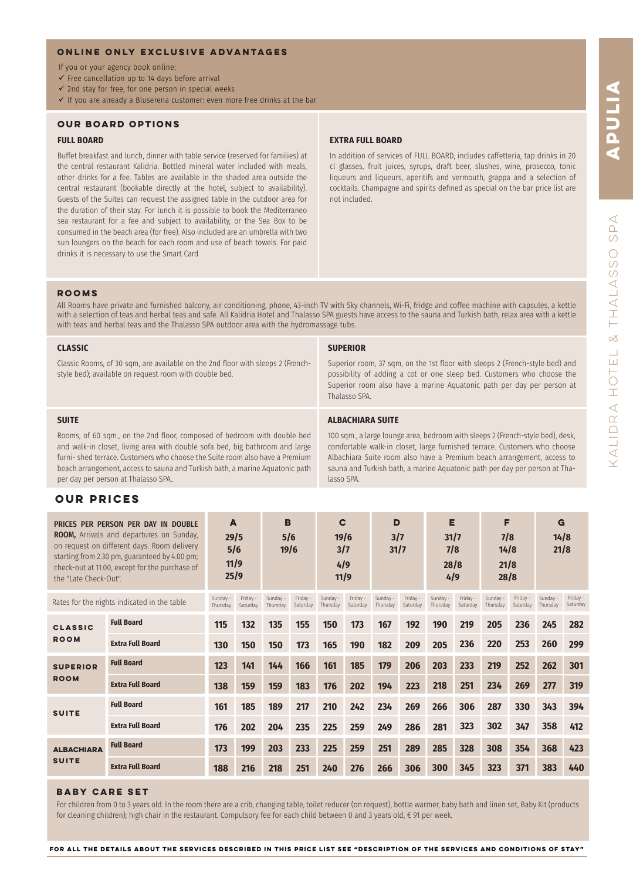## ONLINE ONLY EXCLUSIVE ADVANTAGES

If you or your agency book online:

- ✓ Free cancellation up to 14 days before arrival
- ✓ 2nd stay for free, for one person in special weeks
- ✓ If you are already a Bluserena customer: even more free drinks at the bar

## OUR BOARD OPTIONS

### FULL BOARD

Buffet breakfast and lunch, dinner with table service (reserved for families) at the central restaurant Kalidria. Bottled mineral water included with meals, other drinks for a fee. Tables are available in the shaded area outside the central restaurant (bookable directly at the hotel, subject to availability). Guests of the Suites can request the assigned table in the outdoor area for the duration of their stay. For lunch it is possible to book the Mediterraneo sea restaurant for a fee and subject to availability, or the Sea Box to be consumed in the beach area (for free). Also included are an umbrella with two sun loungers on the beach for each room and use of beach towels. For paid drinks it is necessary to use the Smart Card

### EXTRA FULL BOARD

In addition of services of FULL BOARD, includes caffetteria, tap drinks in 20 cl glasses, fruit juices, syrups, draft beer, slushes, wine, prosecco, tonic liqueurs and liqueurs, aperitifs and vermouth, grappa and a selection of cocktails. Champagne and spirits defined as special on the bar price list are not included.

## ROOMS

All Rooms have private and furnished balcony, air conditioning, phone, 43-inch TV with Sky channels, Wi-Fi, fridge and coffee machine with capsules, a kettle with a selection of teas and herbal teas and safe. All Kalidria Hotel and Thalasso SPA guests have access to the sauna and Turkish bath, relax area with a kettle with teas and herbal teas and the Thalasso SPA outdoor area with the hydromassage tubs.

### CLASSIC

Classic Rooms, of 30 sqm, are available on the 2nd floor with sleeps 2 (French-style bed); available on request room with double bed.

### SUPERIOR

Superior room, 37 sqm, on the 1st floor with sleeps 2 (French-style bed) and possibility of adding a cot or one sleep bed. Customers who choose the Superior room also have a marine Aquatonic path per day per person at Thalasso SPA.

### SUITE

Rooms, of 60 sqm., on the 2nd floor, composed of bedroom with double bed and walk-in closet, living area with double sofa bed, big bathroom and large furni- shed terrace. Customers who choose the Suite room also have a Premium beach arrangement, access to sauna and Turkish bath, a marine Aquatonic path per day per person at Thalasso SPA..

### ALBACHIARA SUITE

100 sqm., a large lounge area, bedroom with sleeps 2 (French-style bed), desk, comfortable walk-in closet, large furnished terrace. Customers who choose Albachiara Suite room also have a Premium beach arrangement, access to sauna and Turkish bath, a marine Aquatonic path per day per person at Thalasso SPA.

## OUR PRICES

| **PRICES PER PERSON PER DAY IN DOUBLE ROOM,** Arrivals and departures on Sunday, on request on different days. Room delivery starting from 2.30 pm, guaranteed by 4.00 pm; check-out at 11.00, except for the purchase of the "Late Check-Out". | | **A** 29/5 5/6 11/9 25/9 | | **B** 5/6 19/6 | | **C** 19/6 3/7 4/9 11/9 | | **D** 3/7 31/7 | | **E** 31/7 7/8 28/8 4/9 | | **F** 7/8 14/8 21/8 28/8 | | **G** 14/8 21/8 | |
|---|---|---|---|---|---|---|---|---|---|---|---|---|---|---|---|
| Rates for the nights indicated in the table | | Sunday - Thursday | Friday - Saturday | Sunday - Thursday | Friday - Saturday | Sunday - Thursday | Friday - Saturday | Sunday - Thursday | Friday - Saturday | Sunday - Thursday | Friday - Saturday | Sunday - Thursday | Friday - Saturday | Sunday - Thursday | Friday - Saturday |
| **CLASSIC ROOM** | **Full Board** | 115 | 132 | 135 | 155 | 150 | 173 | 167 | 192 | 190 | 219 | 205 | 236 | 245 | 282 |
| | **Extra Full Board** | 130 | 150 | 150 | 173 | 165 | 190 | 182 | 209 | 205 | 236 | 220 | 253 | 260 | 299 |
| **SUPERIOR ROOM** | **Full Board** | 123 | 141 | 144 | 166 | 161 | 185 | 179 | 206 | 203 | 233 | 219 | 252 | 262 | 301 |
| | **Extra Full Board** | 138 | 159 | 159 | 183 | 176 | 202 | 194 | 223 | 218 | 251 | 234 | 269 | 277 | 319 |
| **SUITE** | **Full Board** | 161 | 185 | 189 | 217 | 210 | 242 | 234 | 269 | 266 | 306 | 287 | 330 | 343 | 394 |
| | **Extra Full Board** | 176 | 202 | 204 | 235 | 225 | 259 | 249 | 286 | 281 | 323 | 302 | 347 | 358 | 412 |
| **ALBACHIARA SUITE** | **Full Board** | 173 | 199 | 203 | 233 | 225 | 259 | 251 | 289 | 285 | 328 | 308 | 354 | 368 | 423 |
| | **Extra Full Board** | 188 | 216 | 218 | 251 | 240 | 276 | 266 | 306 | 300 | 345 | 323 | 371 | 383 | 440 |

## BABY CARE SET

For children from 0 to 3 years old. In the room there are a crib, changing table, toilet reducer (on request), bottle warmer, baby bath and linen set, Baby Kit (products for cleaning children); high chair in the restaurant. Compulsory fee for each child between 0 and 3 years old, € 91 per week.

**FOR ALL THE DETAILS ABOUT THE SERVICES DESCRIBED IN THIS PRICE LIST SEE "DESCRIPTION OF THE SERVICES AND CONDITIONS OF STAY"**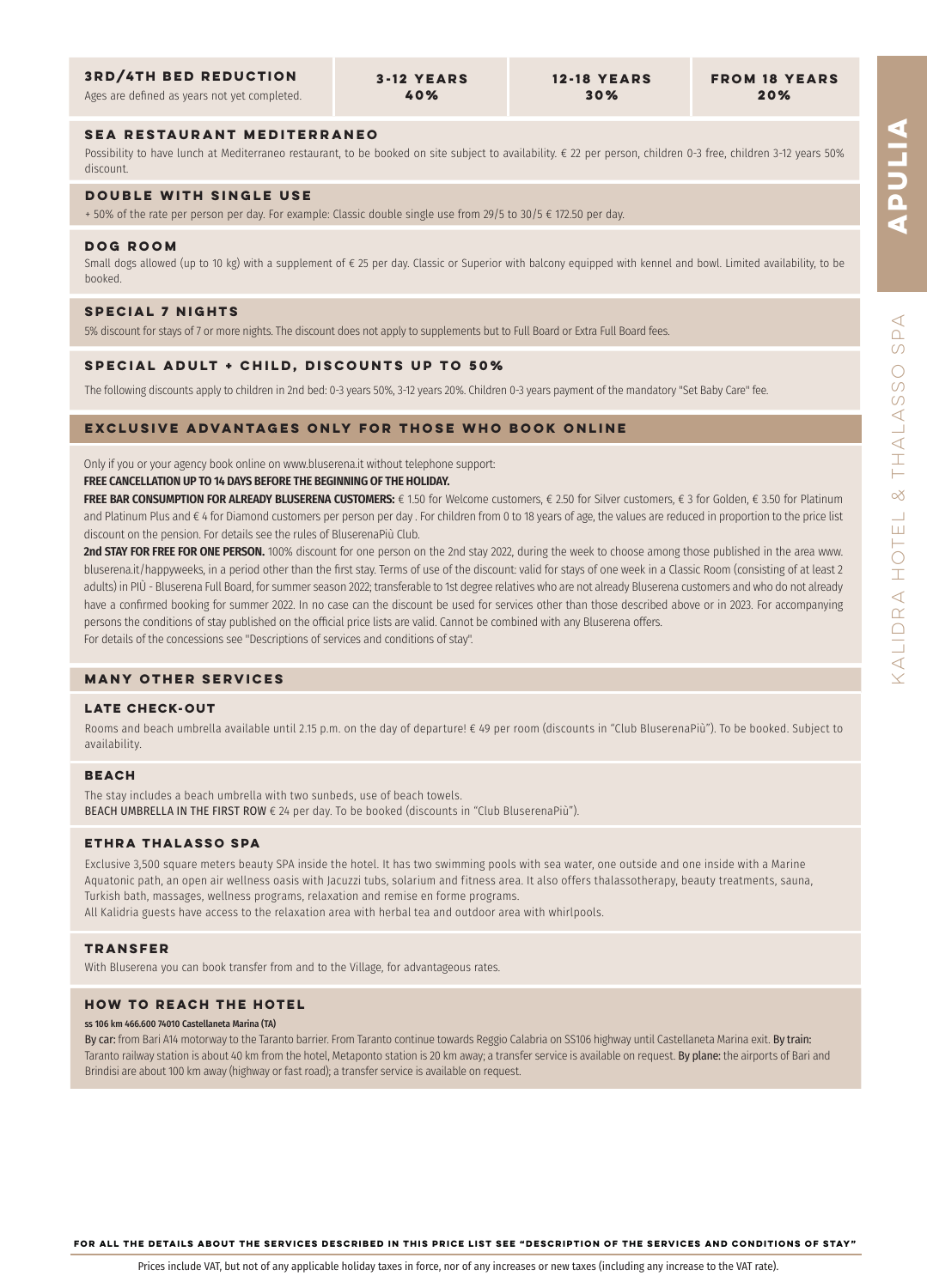| 3RD/4TH BED REDUCTION<br>Ages are defined as years not yet completed. | 3-12 YEARS<br>40% | 12-18 YEARS<br>30% | FROM 18 YEARS<br>20% |
|---|---|---|---|

## SEA RESTAURANT MEDITERRANEO

Possibility to have lunch at Mediterraneo restaurant, to be booked on site subject to availability. € 22 per person, children 0-3 free, children 3-12 years 50% discount.

## DOUBLE WITH SINGLE USE

+ 50% of the rate per person per day. For example: Classic double single use from 29/5 to 30/5 € 172.50 per day.

## DOG ROOM

Small dogs allowed (up to 10 kg) with a supplement of € 25 per day. Classic or Superior with balcony equipped with kennel and bowl. Limited availability, to be booked.

## SPECIAL 7 NIGHTS

5% discount for stays of 7 or more nights. The discount does not apply to supplements but to Full Board or Extra Full Board fees.

## SPECIAL ADULT + CHILD, DISCOUNTS UP TO 50%

The following discounts apply to children in 2nd bed: 0-3 years 50%, 3-12 years 20%. Children 0-3 years payment of the mandatory "Set Baby Care" fee.

## EXCLUSIVE ADVANTAGES ONLY FOR THOSE WHO BOOK ONLINE

Only if you or your agency book online on www.bluserena.it without telephone support:

**FREE CANCELLATION UP TO 14 DAYS BEFORE THE BEGINNING OF THE HOLIDAY.**

**FREE BAR CONSUMPTION FOR ALREADY BLUSERENA CUSTOMERS:** € 1.50 for Welcome customers, € 2.50 for Silver customers, € 3 for Golden, € 3.50 for Platinum and Platinum Plus and € 4 for Diamond customers per person per day . For children from 0 to 18 years of age, the values are reduced in proportion to the price list discount on the pension. For details see the rules of BluserenaPiù Club.

**2nd STAY FOR FREE FOR ONE PERSON.** 100% discount for one person on the 2nd stay 2022, during the week to choose among those published in the area www.bluserena.it/happyweeks, in a period other than the first stay. Terms of use of the discount: valid for stays of one week in a Classic Room (consisting of at least 2 adults) in PIÙ - Bluserena Full Board, for summer season 2022; transferable to 1st degree relatives who are not already Bluserena customers and who do not already have a confirmed booking for summer 2022. In no case can the discount be used for services other than those described above or in 2023. For accompanying persons the conditions of stay published on the official price lists are valid. Cannot be combined with any Bluserena offers.

For details of the concessions see "Descriptions of services and conditions of stay".

## MANY OTHER SERVICES

### LATE CHECK-OUT

Rooms and beach umbrella available until 2.15 p.m. on the day of departure! € 49 per room (discounts in "Club BluserenaPiù"). To be booked. Subject to availability.

### BEACH

The stay includes a beach umbrella with two sunbeds, use of beach towels.

BEACH UMBRELLA IN THE FIRST ROW € 24 per day. To be booked (discounts in "Club BluserenaPiù").

### ETHRA THALASSO SPA

Exclusive 3,500 square meters beauty SPA inside the hotel. It has two swimming pools with sea water, one outside and one inside with a Marine Aquatonic path, an open air wellness oasis with Jacuzzi tubs, solarium and fitness area. It also offers thalassotherapy, beauty treatments, sauna, Turkish bath, massages, wellness programs, relaxation and remise en forme programs.

All Kalidria guests have access to the relaxation area with herbal tea and outdoor area with whirlpools.

### TRANSFER

With Bluserena you can book transfer from and to the Village, for advantageous rates.

### HOW TO REACH THE HOTEL

**ss 106 km 466.600 74010 Castellaneta Marina (TA)**

By car: from Bari A14 motorway to the Taranto barrier. From Taranto continue towards Reggio Calabria on SS106 highway until Castellaneta Marina exit. By train: Taranto railway station is about 40 km from the hotel, Metaponto station is 20 km away; a transfer service is available on request. By plane: the airports of Bari and Brindisi are about 100 km away (highway or fast road); a transfer service is available on request.

**FOR ALL THE DETAILS ABOUT THE SERVICES DESCRIBED IN THIS PRICE LIST SEE "DESCRIPTION OF THE SERVICES AND CONDITIONS OF STAY"**

Prices include VAT, but not of any applicable holiday taxes in force, nor of any increases or new taxes (including any increase to the VAT rate).